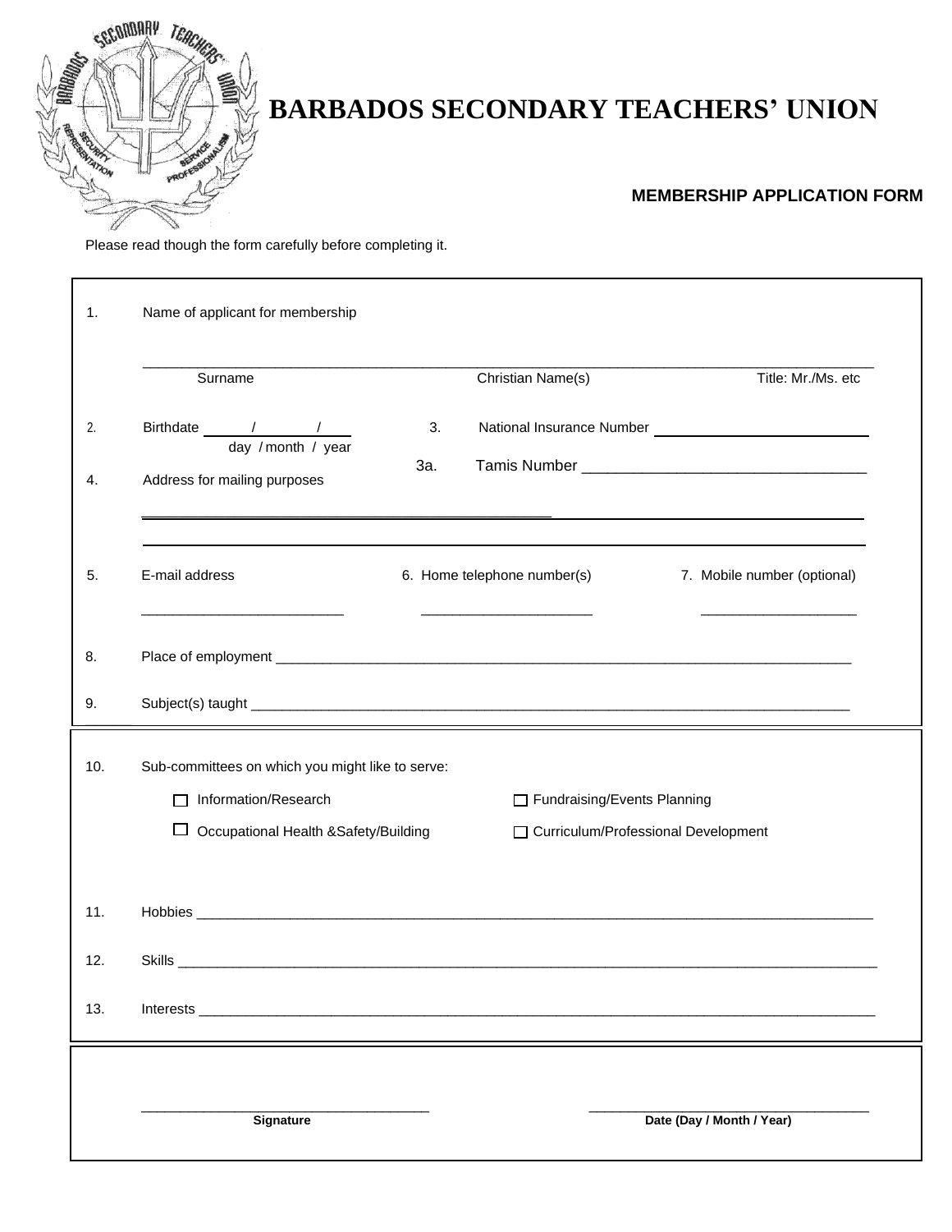# BARBADOS SECONDARY TEACHERS' UNION

**MEMBERSHIP APPLICATION FORM**

Please read though the form carefully before completing it.

1. Name of applicant for membership

_______________________________________________

Surname　　　　Christian Name(s)　　　　Title: Mr./Ms. etc

2. Birthdate ____/____/____
   day / month / year

3. National Insurance Number ____________________

3a. Tamis Number ____________________

4. Address for mailing purposes

_______________________________________________

_______________________________________________

5. E-mail address ____________________

6. Home telephone number(s) ____________________

7. Mobile number (optional) ____________________

8. Place of employment ____________________

9. Subject(s) taught ____________________

10. Sub-committees on which you might like to serve:

- ☐ Information/Research
- ☐ Fundraising/Events Planning
- ☐ Occupational Health &Safety/Building
- ☐ Curriculum/Professional Development

11. Hobbies ____________________

12. Skills ____________________

13. Interests ____________________

____________________　　　　____________________

**Signature**　　　　**Date (Day / Month / Year)**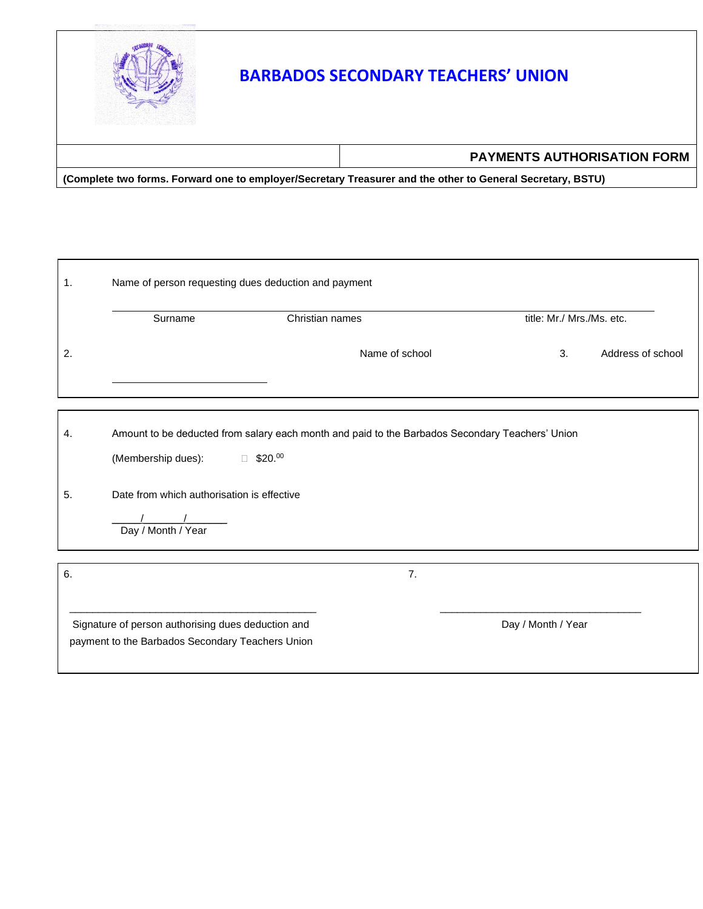# BARBADOS SECONDARY TEACHERS' UNION

**PAYMENTS AUTHORISATION FORM**

**(Complete two forms. Forward one to employer/Secretary Treasurer and the other to General Secretary, BSTU)**

1. Name of person requesting dues deduction and payment

   ______________________________________________

   Surname &nbsp;&nbsp;&nbsp;&nbsp; Christian names &nbsp;&nbsp;&nbsp;&nbsp; title: Mr./ Mrs./Ms. etc.

2. Name of school &nbsp;&nbsp;&nbsp;&nbsp; 3. Address of school

   ____________________________

4. Amount to be deducted from salary each month and paid to the Barbados Secondary Teachers' Union

   (Membership dues): &nbsp;&nbsp; ☐ $20.00

5. Date from which authorisation is effective

   _____/_______/_______
   Day / Month / Year

6. ____________________________________________

   Signature of person authorising dues deduction and payment to the Barbados Secondary Teachers Union

7. ____________________________________

   Day / Month / Year